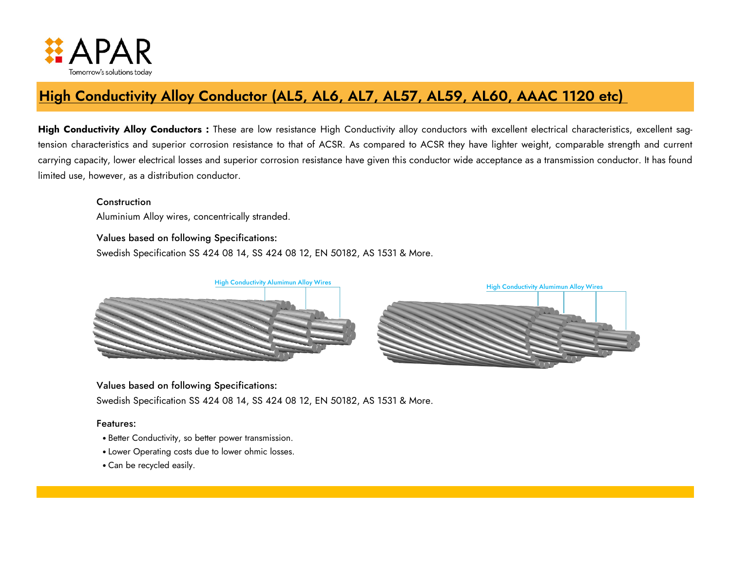# High Conductivity Alloy Conductor (AL5, AL6, AL7, AL57, AL59, AL60, AAAC 1120 etc)

**High Conductivity Alloy Conductors :** These are low resistance High Conductivity alloy conductors with excellent electrical characteristics, excellent sag-tension characteristics and superior corrosion resistance to that of ACSR. As compared to ACSR they have lighter weight, comparable strength and current carrying capacity, lower electrical losses and superior corrosion resistance have given this conductor wide acceptance as a transmission conductor. It has found limited use, however, as a distribution conductor.

**Construction**

Aluminium Alloy wires, concentrically stranded.

**Values based on following Specifications:**

Swedish Specification SS 424 08 14, SS 424 08 12, EN 50182, AS 1531 & More.

High Conductivity Alumimun Alloy Wires

High Conductivity Alumimun Alloy Wires

**Values based on following Specifications:**

Swedish Specification SS 424 08 14, SS 424 08 12, EN 50182, AS 1531 & More.

**Features:**

- Better Conductivity, so better power transmission.
- Lower Operating costs due to lower ohmic losses.
- Can be recycled easily.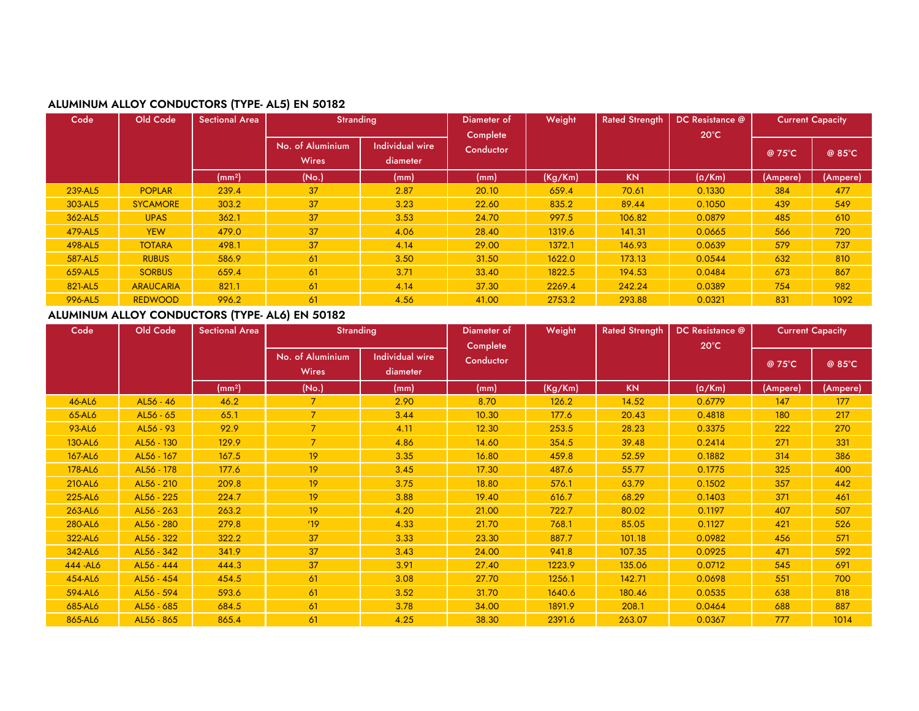## ALUMINUM ALLOY CONDUCTORS (TYPE- AL5) EN 50182

| Code | Old Code | Sectional Area | Stranding | | Diameter of Complete Conductor | Weight | Rated Strength | DC Resistance @ 20°C | Current Capacity | |
|---|---|---|---|---|---|---|---|---|---|---|
| | | | No. of Aluminium Wires | Individual wire diameter | | | | | @ 75°C | @ 85°C |
| | | (mm²) | (No.) | (mm) | (mm) | (Kg/Km) | KN | (Ω/Km) | (Ampere) | (Ampere) |
| 239-AL5 | POPLAR | 239.4 | 37 | 2.87 | 20.10 | 659.4 | 70.61 | 0.1330 | 384 | 477 |
| 303-AL5 | SYCAMORE | 303.2 | 37 | 3.23 | 22.60 | 835.2 | 89.44 | 0.1050 | 439 | 549 |
| 362-AL5 | UPAS | 362.1 | 37 | 3.53 | 24.70 | 997.5 | 106.82 | 0.0879 | 485 | 610 |
| 479-AL5 | YEW | 479.0 | 37 | 4.06 | 28.40 | 1319.6 | 141.31 | 0.0665 | 566 | 720 |
| 498-AL5 | TOTARA | 498.1 | 37 | 4.14 | 29.00 | 1372.1 | 146.93 | 0.0639 | 579 | 737 |
| 587-AL5 | RUBUS | 586.9 | 61 | 3.50 | 31.50 | 1622.0 | 173.13 | 0.0544 | 632 | 810 |
| 659-AL5 | SORBUS | 659.4 | 61 | 3.71 | 33.40 | 1822.5 | 194.53 | 0.0484 | 673 | 867 |
| 821-AL5 | ARAUCARIA | 821.1 | 61 | 4.14 | 37.30 | 2269.4 | 242.24 | 0.0389 | 754 | 982 |
| 996-AL5 | REDWOOD | 996.2 | 61 | 4.56 | 41.00 | 2753.2 | 293.88 | 0.0321 | 831 | 1092 |

## ALUMINUM ALLOY CONDUCTORS (TYPE- AL6) EN 50182

| Code | Old Code | Sectional Area | Stranding | | Diameter of Complete Conductor | Weight | Rated Strength | DC Resistance @ 20°C | Current Capacity | |
|---|---|---|---|---|---|---|---|---|---|---|
| | | | No. of Aluminium Wires | Individual wire diameter | | | | | @ 75°C | @ 85°C |
| | | (mm²) | (No.) | (mm) | (mm) | (Kg/Km) | KN | (Ω/Km) | (Ampere) | (Ampere) |
| 46-AL6 | AL56 - 46 | 46.2 | 7 | 2.90 | 8.70 | 126.2 | 14.52 | 0.6779 | 147 | 177 |
| 65-AL6 | AL56 - 65 | 65.1 | 7 | 3.44 | 10.30 | 177.6 | 20.43 | 0.4818 | 180 | 217 |
| 93-AL6 | AL56 - 93 | 92.9 | 7 | 4.11 | 12.30 | 253.5 | 28.23 | 0.3375 | 222 | 270 |
| 130-AL6 | AL56 - 130 | 129.9 | 7 | 4.86 | 14.60 | 354.5 | 39.48 | 0.2414 | 271 | 331 |
| 167-AL6 | AL56 - 167 | 167.5 | 19 | 3.35 | 16.80 | 459.8 | 52.59 | 0.1882 | 314 | 386 |
| 178-AL6 | AL56 - 178 | 177.6 | 19 | 3.45 | 17.30 | 487.6 | 55.77 | 0.1775 | 325 | 400 |
| 210-AL6 | AL56 - 210 | 209.8 | 19 | 3.75 | 18.80 | 576.1 | 63.79 | 0.1502 | 357 | 442 |
| 225-AL6 | AL56 - 225 | 224.7 | 19 | 3.88 | 19.40 | 616.7 | 68.29 | 0.1403 | 371 | 461 |
| 263-AL6 | AL56 - 263 | 263.2 | 19 | 4.20 | 21.00 | 722.7 | 80.02 | 0.1197 | 407 | 507 |
| 280-AL6 | AL56 - 280 | 279.8 | '19 | 4.33 | 21.70 | 768.1 | 85.05 | 0.1127 | 421 | 526 |
| 322-AL6 | AL56 - 322 | 322.2 | 37 | 3.33 | 23.30 | 887.7 | 101.18 | 0.0982 | 456 | 571 |
| 342-AL6 | AL56 - 342 | 341.9 | 37 | 3.43 | 24.00 | 941.8 | 107.35 | 0.0925 | 471 | 592 |
| 444 -AL6 | AL56 - 444 | 444.3 | 37 | 3.91 | 27.40 | 1223.9 | 135.06 | 0.0712 | 545 | 691 |
| 454-AL6 | AL56 - 454 | 454.5 | 61 | 3.08 | 27.70 | 1256.1 | 142.71 | 0.0698 | 551 | 700 |
| 594-AL6 | AL56 - 594 | 593.6 | 61 | 3.52 | 31.70 | 1640.6 | 180.46 | 0.0535 | 638 | 818 |
| 685-AL6 | AL56 - 685 | 684.5 | 61 | 3.78 | 34.00 | 1891.9 | 208.1 | 0.0464 | 688 | 887 |
| 865-AL6 | AL56 - 865 | 865.4 | 61 | 4.25 | 38.30 | 2391.6 | 263.07 | 0.0367 | 777 | 1014 |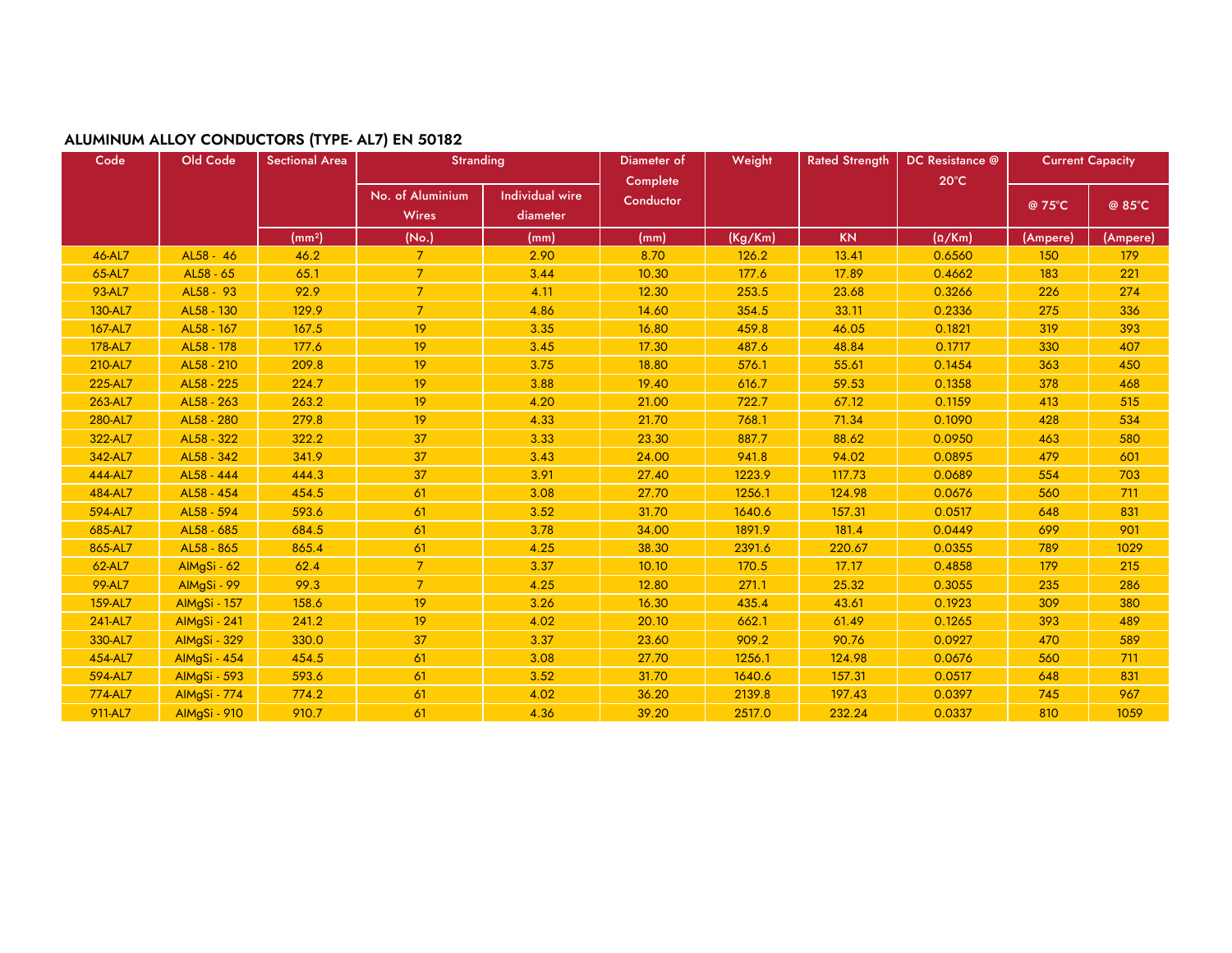## ALUMINUM ALLOY CONDUCTORS (TYPE- AL7) EN 50182

| Code | Old Code | Sectional Area | Stranding | | Diameter of Complete Conductor | Weight | Rated Strength | DC Resistance @ 20°C | Current Capacity | |
|---|---|---|---|---|---|---|---|---|---|---|
| | | | No. of Aluminium Wires | Individual wire diameter | | | | | @ 75°C | @ 85°C |
| | | (mm²) | (No.) | (mm) | (mm) | (Kg/Km) | KN | (Ω/Km) | (Ampere) | (Ampere) |
| 46-AL7 | AL58 - 46 | 46.2 | 7 | 2.90 | 8.70 | 126.2 | 13.41 | 0.6560 | 150 | 179 |
| 65-AL7 | AL58 - 65 | 65.1 | 7 | 3.44 | 10.30 | 177.6 | 17.89 | 0.4662 | 183 | 221 |
| 93-AL7 | AL58 - 93 | 92.9 | 7 | 4.11 | 12.30 | 253.5 | 23.68 | 0.3266 | 226 | 274 |
| 130-AL7 | AL58 - 130 | 129.9 | 7 | 4.86 | 14.60 | 354.5 | 33.11 | 0.2336 | 275 | 336 |
| 167-AL7 | AL58 - 167 | 167.5 | 19 | 3.35 | 16.80 | 459.8 | 46.05 | 0.1821 | 319 | 393 |
| 178-AL7 | AL58 - 178 | 177.6 | 19 | 3.45 | 17.30 | 487.6 | 48.84 | 0.1717 | 330 | 407 |
| 210-AL7 | AL58 - 210 | 209.8 | 19 | 3.75 | 18.80 | 576.1 | 55.61 | 0.1454 | 363 | 450 |
| 225-AL7 | AL58 - 225 | 224.7 | 19 | 3.88 | 19.40 | 616.7 | 59.53 | 0.1358 | 378 | 468 |
| 263-AL7 | AL58 - 263 | 263.2 | 19 | 4.20 | 21.00 | 722.7 | 67.12 | 0.1159 | 413 | 515 |
| 280-AL7 | AL58 - 280 | 279.8 | 19 | 4.33 | 21.70 | 768.1 | 71.34 | 0.1090 | 428 | 534 |
| 322-AL7 | AL58 - 322 | 322.2 | 37 | 3.33 | 23.30 | 887.7 | 88.62 | 0.0950 | 463 | 580 |
| 342-AL7 | AL58 - 342 | 341.9 | 37 | 3.43 | 24.00 | 941.8 | 94.02 | 0.0895 | 479 | 601 |
| 444-AL7 | AL58 - 444 | 444.3 | 37 | 3.91 | 27.40 | 1223.9 | 117.73 | 0.0689 | 554 | 703 |
| 484-AL7 | AL58 - 454 | 454.5 | 61 | 3.08 | 27.70 | 1256.1 | 124.98 | 0.0676 | 560 | 711 |
| 594-AL7 | AL58 - 594 | 593.6 | 61 | 3.52 | 31.70 | 1640.6 | 157.31 | 0.0517 | 648 | 831 |
| 685-AL7 | AL58 - 685 | 684.5 | 61 | 3.78 | 34.00 | 1891.9 | 181.4 | 0.0449 | 699 | 901 |
| 865-AL7 | AL58 - 865 | 865.4 | 61 | 4.25 | 38.30 | 2391.6 | 220.67 | 0.0355 | 789 | 1029 |
| 62-AL7 | AlMgSi - 62 | 62.4 | 7 | 3.37 | 10.10 | 170.5 | 17.17 | 0.4858 | 179 | 215 |
| 99-AL7 | AlMgSi - 99 | 99.3 | 7 | 4.25 | 12.80 | 271.1 | 25.32 | 0.3055 | 235 | 286 |
| 159-AL7 | AlMgSi - 157 | 158.6 | 19 | 3.26 | 16.30 | 435.4 | 43.61 | 0.1923 | 309 | 380 |
| 241-AL7 | AlMgSi - 241 | 241.2 | 19 | 4.02 | 20.10 | 662.1 | 61.49 | 0.1265 | 393 | 489 |
| 330-AL7 | AlMgSi - 329 | 330.0 | 37 | 3.37 | 23.60 | 909.2 | 90.76 | 0.0927 | 470 | 589 |
| 454-AL7 | AlMgSi - 454 | 454.5 | 61 | 3.08 | 27.70 | 1256.1 | 124.98 | 0.0676 | 560 | 711 |
| 594-AL7 | AlMgSi - 593 | 593.6 | 61 | 3.52 | 31.70 | 1640.6 | 157.31 | 0.0517 | 648 | 831 |
| 774-AL7 | AlMgSi - 774 | 774.2 | 61 | 4.02 | 36.20 | 2139.8 | 197.43 | 0.0397 | 745 | 967 |
| 911-AL7 | AlMgSi - 910 | 910.7 | 61 | 4.36 | 39.20 | 2517.0 | 232.24 | 0.0337 | 810 | 1059 |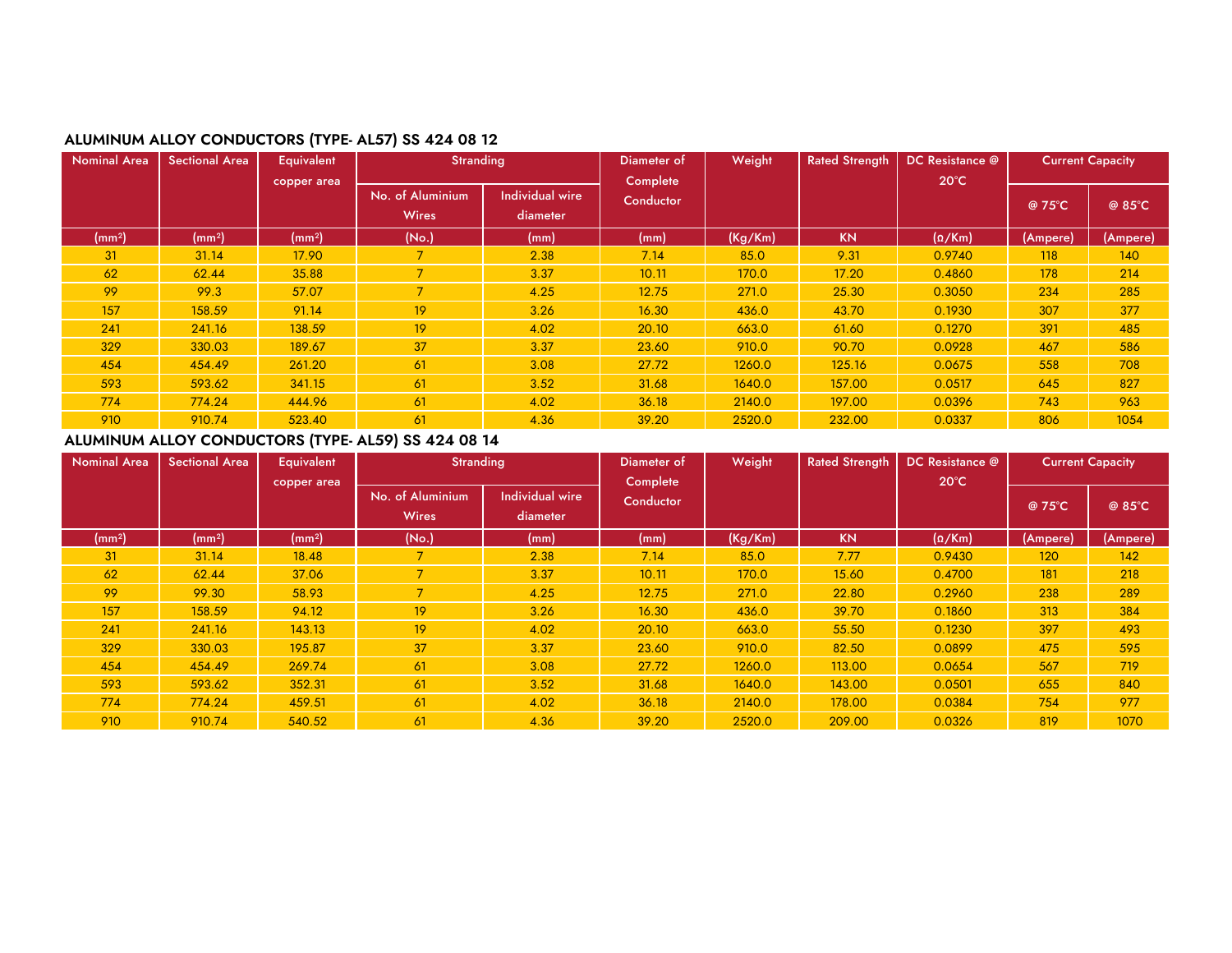## ALUMINUM ALLOY CONDUCTORS (TYPE- AL57) SS 424 08 12

| Nominal Area | Sectional Area | Equivalent copper area | Stranding | | Diameter of Complete Conductor | Weight | Rated Strength | DC Resistance @ 20°C | Current Capacity | |
|---|---|---|---|---|---|---|---|---|---|---|
| | | | No. of Aluminium Wires | Individual wire diameter | | | | | @ 75°C | @ 85°C |
| (mm²) | (mm²) | (mm²) | (No.) | (mm) | (mm) | (Kg/Km) | KN | (Ω/Km) | (Ampere) | (Ampere) |
| 31 | 31.14 | 17.90 | 7 | 2.38 | 7.14 | 85.0 | 9.31 | 0.9740 | 118 | 140 |
| 62 | 62.44 | 35.88 | 7 | 3.37 | 10.11 | 170.0 | 17.20 | 0.4860 | 178 | 214 |
| 99 | 99.3 | 57.07 | 7 | 4.25 | 12.75 | 271.0 | 25.30 | 0.3050 | 234 | 285 |
| 157 | 158.59 | 91.14 | 19 | 3.26 | 16.30 | 436.0 | 43.70 | 0.1930 | 307 | 377 |
| 241 | 241.16 | 138.59 | 19 | 4.02 | 20.10 | 663.0 | 61.60 | 0.1270 | 391 | 485 |
| 329 | 330.03 | 189.67 | 37 | 3.37 | 23.60 | 910.0 | 90.70 | 0.0928 | 467 | 586 |
| 454 | 454.49 | 261.20 | 61 | 3.08 | 27.72 | 1260.0 | 125.16 | 0.0675 | 558 | 708 |
| 593 | 593.62 | 341.15 | 61 | 3.52 | 31.68 | 1640.0 | 157.00 | 0.0517 | 645 | 827 |
| 774 | 774.24 | 444.96 | 61 | 4.02 | 36.18 | 2140.0 | 197.00 | 0.0396 | 743 | 963 |
| 910 | 910.74 | 523.40 | 61 | 4.36 | 39.20 | 2520.0 | 232.00 | 0.0337 | 806 | 1054 |

## ALUMINUM ALLOY CONDUCTORS (TYPE- AL59) SS 424 08 14

| Nominal Area | Sectional Area | Equivalent copper area | Stranding | | Diameter of Complete Conductor | Weight | Rated Strength | DC Resistance @ 20°C | Current Capacity | |
|---|---|---|---|---|---|---|---|---|---|---|
| | | | No. of Aluminium Wires | Individual wire diameter | | | | | @ 75°C | @ 85°C |
| (mm²) | (mm²) | (mm²) | (No.) | (mm) | (mm) | (Kg/Km) | KN | (Ω/Km) | (Ampere) | (Ampere) |
| 31 | 31.14 | 18.48 | 7 | 2.38 | 7.14 | 85.0 | 7.77 | 0.9430 | 120 | 142 |
| 62 | 62.44 | 37.06 | 7 | 3.37 | 10.11 | 170.0 | 15.60 | 0.4700 | 181 | 218 |
| 99 | 99.30 | 58.93 | 7 | 4.25 | 12.75 | 271.0 | 22.80 | 0.2960 | 238 | 289 |
| 157 | 158.59 | 94.12 | 19 | 3.26 | 16.30 | 436.0 | 39.70 | 0.1860 | 313 | 384 |
| 241 | 241.16 | 143.13 | 19 | 4.02 | 20.10 | 663.0 | 55.50 | 0.1230 | 397 | 493 |
| 329 | 330.03 | 195.87 | 37 | 3.37 | 23.60 | 910.0 | 82.50 | 0.0899 | 475 | 595 |
| 454 | 454.49 | 269.74 | 61 | 3.08 | 27.72 | 1260.0 | 113.00 | 0.0654 | 567 | 719 |
| 593 | 593.62 | 352.31 | 61 | 3.52 | 31.68 | 1640.0 | 143.00 | 0.0501 | 655 | 840 |
| 774 | 774.24 | 459.51 | 61 | 4.02 | 36.18 | 2140.0 | 178.00 | 0.0384 | 754 | 977 |
| 910 | 910.74 | 540.52 | 61 | 4.36 | 39.20 | 2520.0 | 209.00 | 0.0326 | 819 | 1070 |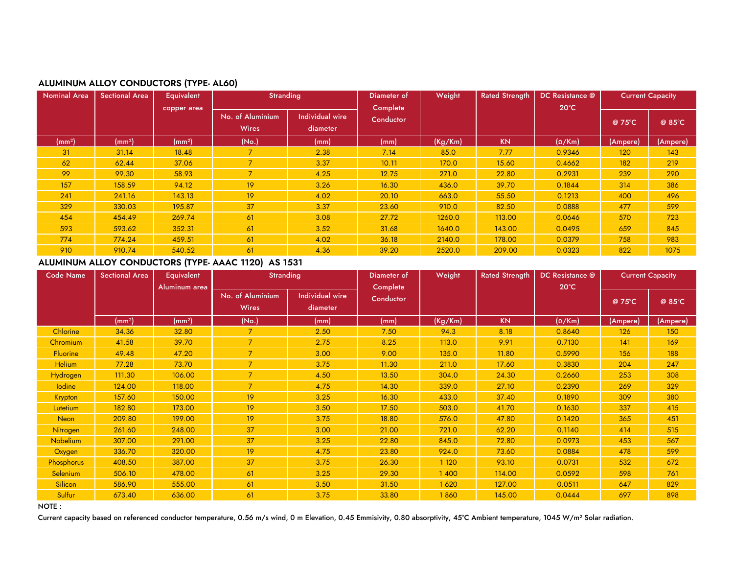## ALUMINUM ALLOY CONDUCTORS (TYPE- AL60)

| Nominal Area | Sectional Area | Equivalent copper area | Stranding | | Diameter of Complete Conductor | Weight | Rated Strength | DC Resistance @ 20°C | Current Capacity | |
|---|---|---|---|---|---|---|---|---|---|---|
| | | | No. of Aluminium Wires | Individual wire diameter | | | | | @ 75°C | @ 85°C |
| (mm²) | (mm²) | (mm²) | (No.) | (mm) | (mm) | (Kg/Km) | KN | (Ω/Km) | (Ampere) | (Ampere) |
| 31 | 31.14 | 18.48 | 7 | 2.38 | 7.14 | 85.0 | 7.77 | 0.9346 | 120 | 143 |
| 62 | 62.44 | 37.06 | 7 | 3.37 | 10.11 | 170.0 | 15.60 | 0.4662 | 182 | 219 |
| 99 | 99.30 | 58.93 | 7 | 4.25 | 12.75 | 271.0 | 22.80 | 0.2931 | 239 | 290 |
| 157 | 158.59 | 94.12 | 19 | 3.26 | 16.30 | 436.0 | 39.70 | 0.1844 | 314 | 386 |
| 241 | 241.16 | 143.13 | 19 | 4.02 | 20.10 | 663.0 | 55.50 | 0.1213 | 400 | 496 |
| 329 | 330.03 | 195.87 | 37 | 3.37 | 23.60 | 910.0 | 82.50 | 0.0888 | 477 | 599 |
| 454 | 454.49 | 269.74 | 61 | 3.08 | 27.72 | 1260.0 | 113.00 | 0.0646 | 570 | 723 |
| 593 | 593.62 | 352.31 | 61 | 3.52 | 31.68 | 1640.0 | 143.00 | 0.0495 | 659 | 845 |
| 774 | 774.24 | 459.51 | 61 | 4.02 | 36.18 | 2140.0 | 178.00 | 0.0379 | 758 | 983 |
| 910 | 910.74 | 540.52 | 61 | 4.36 | 39.20 | 2520.0 | 209.00 | 0.0323 | 822 | 1075 |

## ALUMINUM ALLOY CONDUCTORS (TYPE- AAAC 1120) AS 1531

| Code Name | Sectional Area | Equivalent Aluminum area | Stranding | | Diameter of Complete Conductor | Weight | Rated Strength | DC Resistance @ 20°C | Current Capacity | |
|---|---|---|---|---|---|---|---|---|---|---|
| | | | No. of Aluminium Wires | Individual wire diameter | | | | | @ 75°C | @ 85°C |
| | (mm²) | (mm²) | (No.) | (mm) | (mm) | (Kg/Km) | KN | (Ω/Km) | (Ampere) | (Ampere) |
| Chlorine | 34.36 | 32.80 | 7 | 2.50 | 7.50 | 94.3 | 8.18 | 0.8640 | 126 | 150 |
| Chromium | 41.58 | 39.70 | 7 | 2.75 | 8.25 | 113.0 | 9.91 | 0.7130 | 141 | 169 |
| Fluorine | 49.48 | 47.20 | 7 | 3.00 | 9.00 | 135.0 | 11.80 | 0.5990 | 156 | 188 |
| Helium | 77.28 | 73.70 | 7 | 3.75 | 11.30 | 211.0 | 17.60 | 0.3830 | 204 | 247 |
| Hydrogen | 111.30 | 106.00 | 7 | 4.50 | 13.50 | 304.0 | 24.30 | 0.2660 | 253 | 308 |
| Iodine | 124.00 | 118.00 | 7 | 4.75 | 14.30 | 339.0 | 27.10 | 0.2390 | 269 | 329 |
| Krypton | 157.60 | 150.00 | 19 | 3.25 | 16.30 | 433.0 | 37.40 | 0.1890 | 309 | 380 |
| Lutetium | 182.80 | 173.00 | 19 | 3.50 | 17.50 | 503.0 | 41.70 | 0.1630 | 337 | 415 |
| Neon | 209.80 | 199.00 | 19 | 3.75 | 18.80 | 576.0 | 47.80 | 0.1420 | 365 | 451 |
| Nitrogen | 261.60 | 248.00 | 37 | 3.00 | 21.00 | 721.0 | 62.20 | 0.1140 | 414 | 515 |
| Nobelium | 307.00 | 291.00 | 37 | 3.25 | 22.80 | 845.0 | 72.80 | 0.0973 | 453 | 567 |
| Oxygen | 336.70 | 320.00 | 19 | 4.75 | 23.80 | 924.0 | 73.60 | 0.0884 | 478 | 599 |
| Phosphorus | 408.50 | 387.00 | 37 | 3.75 | 26.30 | 1 120 | 93.10 | 0.0731 | 532 | 672 |
| Selenium | 506.10 | 478.00 | 61 | 3.25 | 29.30 | 1 400 | 114.00 | 0.0592 | 598 | 761 |
| Silicon | 586.90 | 555.00 | 61 | 3.50 | 31.50 | 1 620 | 127.00 | 0.0511 | 647 | 829 |
| Sulfur | 673.40 | 636.00 | 61 | 3.75 | 33.80 | 1 860 | 145.00 | 0.0444 | 697 | 898 |

NOTE :

Current capacity based on referenced conductor temperature, 0.56 m/s wind, 0 m Elevation, 0.45 Emmisivity, 0.80 absorptivity, 45°C Ambient temperature, 1045 W/m² Solar radiation.